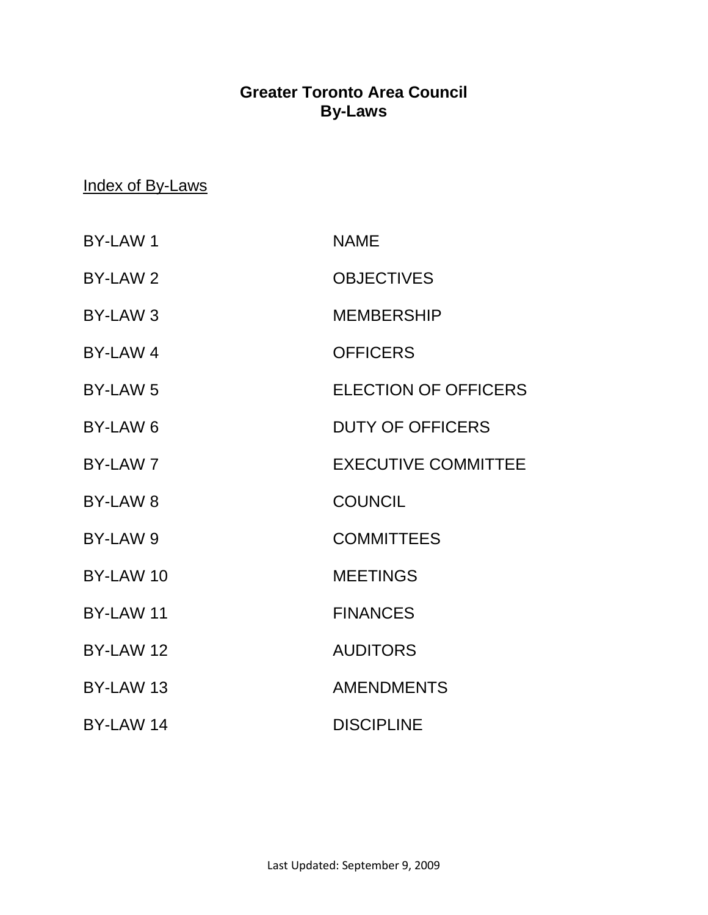# Greater Toronto Area Council
# By-Laws

Index of By-Laws

| | |
|---|---|
| BY-LAW 1 | NAME |
| BY-LAW 2 | OBJECTIVES |
| BY-LAW 3 | MEMBERSHIP |
| BY-LAW 4 | OFFICERS |
| BY-LAW 5 | ELECTION OF OFFICERS |
| BY-LAW 6 | DUTY OF OFFICERS |
| BY-LAW 7 | EXECUTIVE COMMITTEE |
| BY-LAW 8 | COUNCIL |
| BY-LAW 9 | COMMITTEES |
| BY-LAW 10 | MEETINGS |
| BY-LAW 11 | FINANCES |
| BY-LAW 12 | AUDITORS |
| BY-LAW 13 | AMENDMENTS |
| BY-LAW 14 | DISCIPLINE |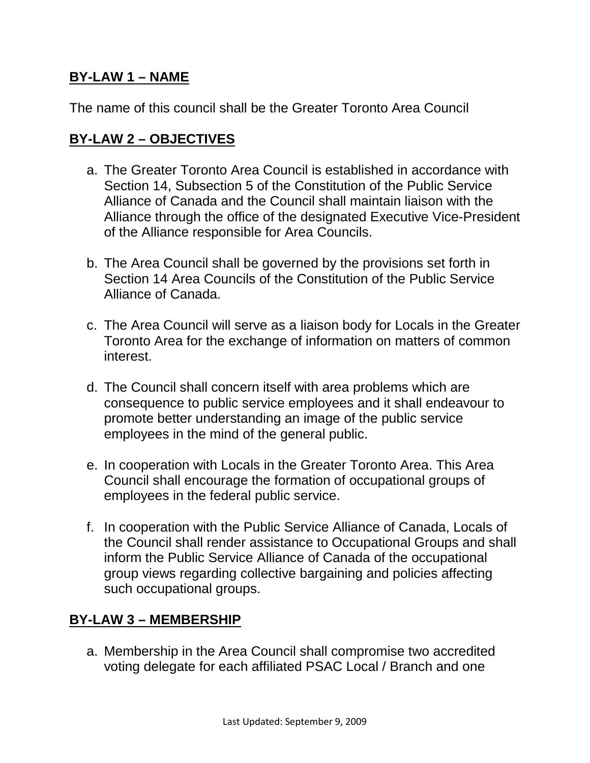## BY-LAW 1 – NAME

The name of this council shall be the Greater Toronto Area Council

## BY-LAW 2 – OBJECTIVES

a. The Greater Toronto Area Council is established in accordance with Section 14, Subsection 5 of the Constitution of the Public Service Alliance of Canada and the Council shall maintain liaison with the Alliance through the office of the designated Executive Vice-President of the Alliance responsible for Area Councils.

b. The Area Council shall be governed by the provisions set forth in Section 14 Area Councils of the Constitution of the Public Service Alliance of Canada.

c. The Area Council will serve as a liaison body for Locals in the Greater Toronto Area for the exchange of information on matters of common interest.

d. The Council shall concern itself with area problems which are consequence to public service employees and it shall endeavour to promote better understanding an image of the public service employees in the mind of the general public.

e. In cooperation with Locals in the Greater Toronto Area. This Area Council shall encourage the formation of occupational groups of employees in the federal public service.

f. In cooperation with the Public Service Alliance of Canada, Locals of the Council shall render assistance to Occupational Groups and shall inform the Public Service Alliance of Canada of the occupational group views regarding collective bargaining and policies affecting such occupational groups.

## BY-LAW 3 – MEMBERSHIP

a. Membership in the Area Council shall compromise two accredited voting delegate for each affiliated PSAC Local / Branch and one

Last Updated: September 9, 2009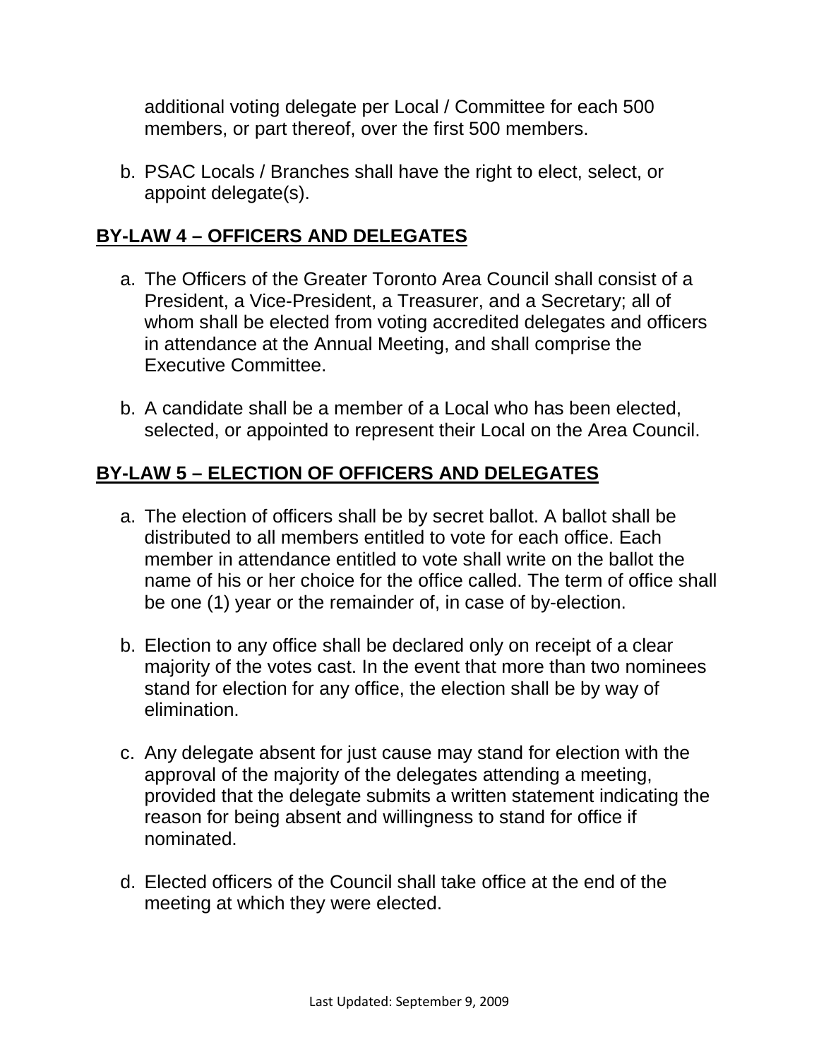additional voting delegate per Local / Committee for each 500 members, or part thereof, over the first 500 members.

b. PSAC Locals / Branches shall have the right to elect, select, or appoint delegate(s).

## **BY-LAW 4 – OFFICERS AND DELEGATES**

a. The Officers of the Greater Toronto Area Council shall consist of a President, a Vice-President, a Treasurer, and a Secretary; all of whom shall be elected from voting accredited delegates and officers in attendance at the Annual Meeting, and shall comprise the Executive Committee.

b. A candidate shall be a member of a Local who has been elected, selected, or appointed to represent their Local on the Area Council.

## **BY-LAW 5 – ELECTION OF OFFICERS AND DELEGATES**

a. The election of officers shall be by secret ballot. A ballot shall be distributed to all members entitled to vote for each office. Each member in attendance entitled to vote shall write on the ballot the name of his or her choice for the office called. The term of office shall be one (1) year or the remainder of, in case of by-election.

b. Election to any office shall be declared only on receipt of a clear majority of the votes cast. In the event that more than two nominees stand for election for any office, the election shall be by way of elimination.

c. Any delegate absent for just cause may stand for election with the approval of the majority of the delegates attending a meeting, provided that the delegate submits a written statement indicating the reason for being absent and willingness to stand for office if nominated.

d. Elected officers of the Council shall take office at the end of the meeting at which they were elected.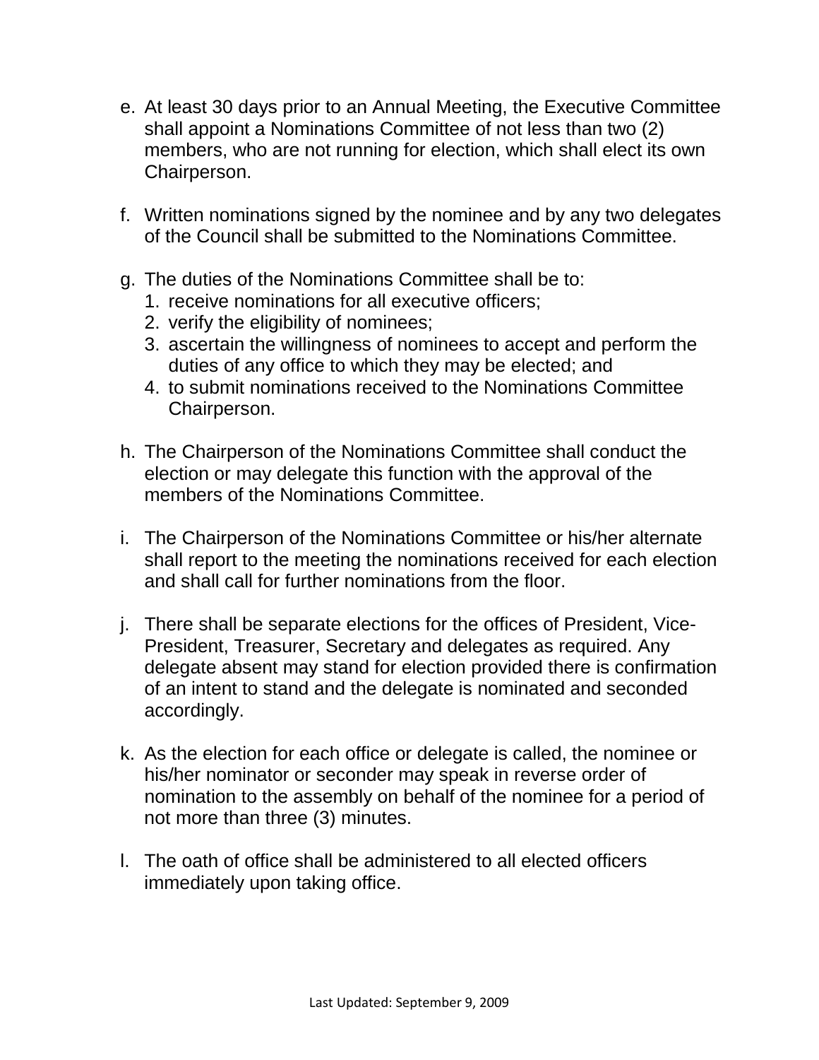e. At least 30 days prior to an Annual Meeting, the Executive Committee shall appoint a Nominations Committee of not less than two (2) members, who are not running for election, which shall elect its own Chairperson.

f. Written nominations signed by the nominee and by any two delegates of the Council shall be submitted to the Nominations Committee.

g. The duties of the Nominations Committee shall be to:
   1. receive nominations for all executive officers;
   2. verify the eligibility of nominees;
   3. ascertain the willingness of nominees to accept and perform the duties of any office to which they may be elected; and
   4. to submit nominations received to the Nominations Committee Chairperson.

h. The Chairperson of the Nominations Committee shall conduct the election or may delegate this function with the approval of the members of the Nominations Committee.

i. The Chairperson of the Nominations Committee or his/her alternate shall report to the meeting the nominations received for each election and shall call for further nominations from the floor.

j. There shall be separate elections for the offices of President, Vice-President, Treasurer, Secretary and delegates as required. Any delegate absent may stand for election provided there is confirmation of an intent to stand and the delegate is nominated and seconded accordingly.

k. As the election for each office or delegate is called, the nominee or his/her nominator or seconder may speak in reverse order of nomination to the assembly on behalf of the nominee for a period of not more than three (3) minutes.

l. The oath of office shall be administered to all elected officers immediately upon taking office.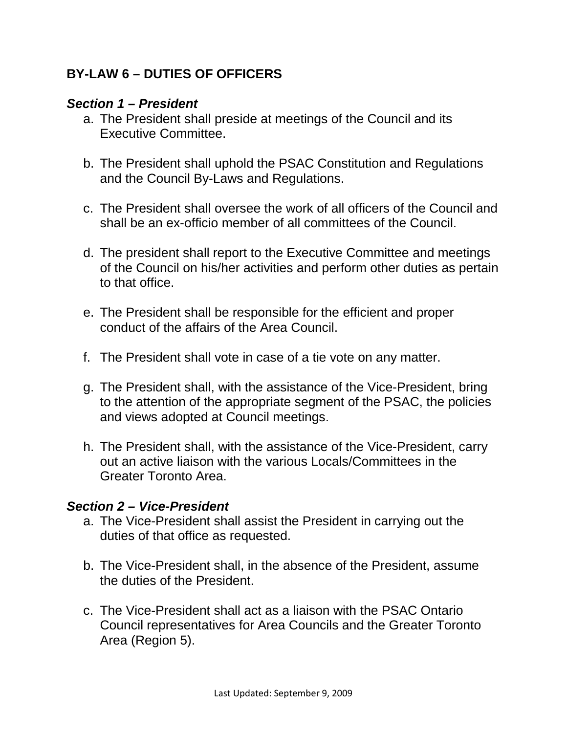## BY-LAW 6 – DUTIES OF OFFICERS

***Section 1 – President***

a. The President shall preside at meetings of the Council and its Executive Committee.

b. The President shall uphold the PSAC Constitution and Regulations and the Council By-Laws and Regulations.

c. The President shall oversee the work of all officers of the Council and shall be an ex-officio member of all committees of the Council.

d. The president shall report to the Executive Committee and meetings of the Council on his/her activities and perform other duties as pertain to that office.

e. The President shall be responsible for the efficient and proper conduct of the affairs of the Area Council.

f. The President shall vote in case of a tie vote on any matter.

g. The President shall, with the assistance of the Vice-President, bring to the attention of the appropriate segment of the PSAC, the policies and views adopted at Council meetings.

h. The President shall, with the assistance of the Vice-President, carry out an active liaison with the various Locals/Committees in the Greater Toronto Area.

***Section 2 – Vice-President***

a. The Vice-President shall assist the President in carrying out the duties of that office as requested.

b. The Vice-President shall, in the absence of the President, assume the duties of the President.

c. The Vice-President shall act as a liaison with the PSAC Ontario Council representatives for Area Councils and the Greater Toronto Area (Region 5).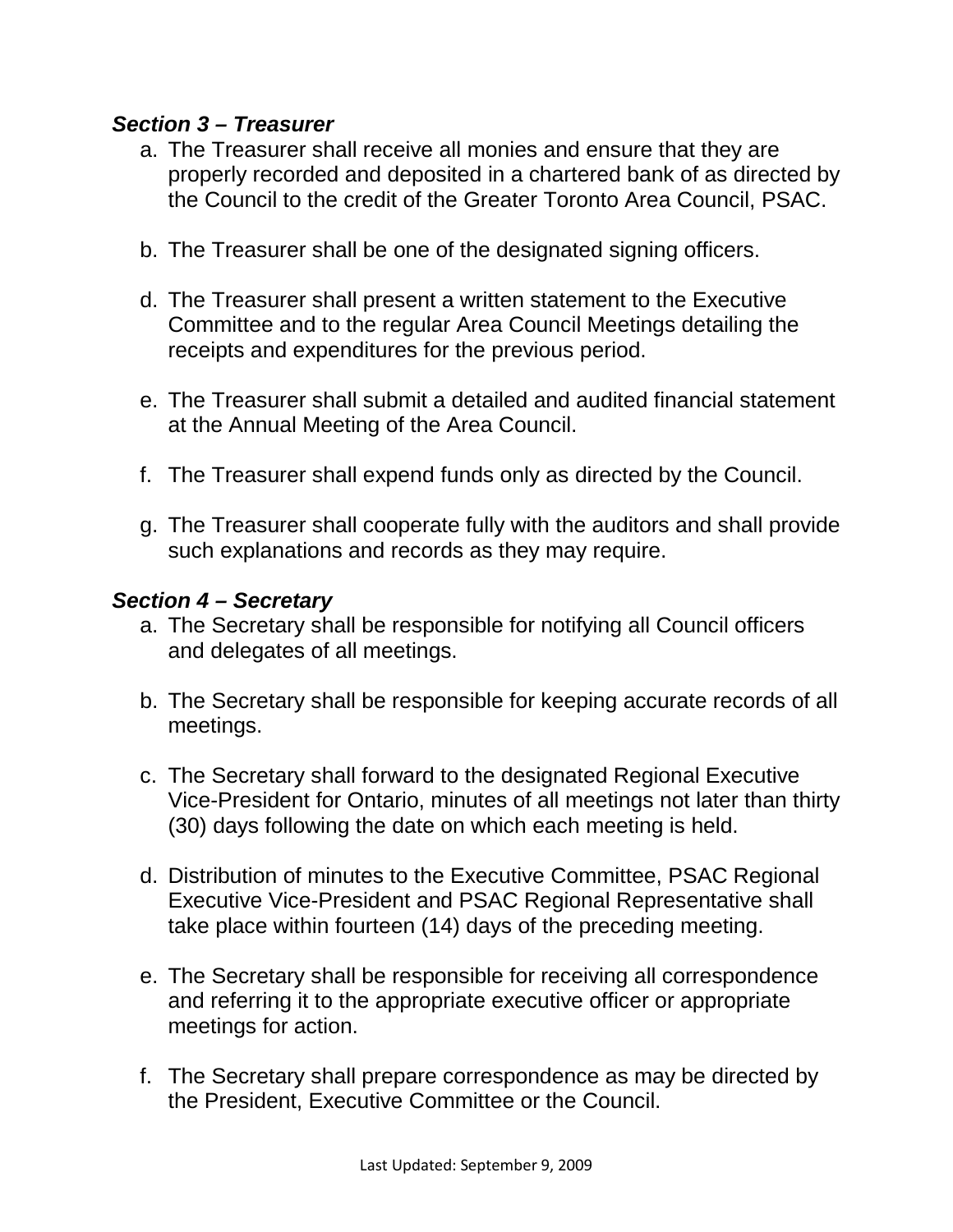***Section 3 – Treasurer***

a. The Treasurer shall receive all monies and ensure that they are properly recorded and deposited in a chartered bank of as directed by the Council to the credit of the Greater Toronto Area Council, PSAC.

b. The Treasurer shall be one of the designated signing officers.

d. The Treasurer shall present a written statement to the Executive Committee and to the regular Area Council Meetings detailing the receipts and expenditures for the previous period.

e. The Treasurer shall submit a detailed and audited financial statement at the Annual Meeting of the Area Council.

f. The Treasurer shall expend funds only as directed by the Council.

g. The Treasurer shall cooperate fully with the auditors and shall provide such explanations and records as they may require.

***Section 4 – Secretary***

a. The Secretary shall be responsible for notifying all Council officers and delegates of all meetings.

b. The Secretary shall be responsible for keeping accurate records of all meetings.

c. The Secretary shall forward to the designated Regional Executive Vice-President for Ontario, minutes of all meetings not later than thirty (30) days following the date on which each meeting is held.

d. Distribution of minutes to the Executive Committee, PSAC Regional Executive Vice-President and PSAC Regional Representative shall take place within fourteen (14) days of the preceding meeting.

e. The Secretary shall be responsible for receiving all correspondence and referring it to the appropriate executive officer or appropriate meetings for action.

f. The Secretary shall prepare correspondence as may be directed by the President, Executive Committee or the Council.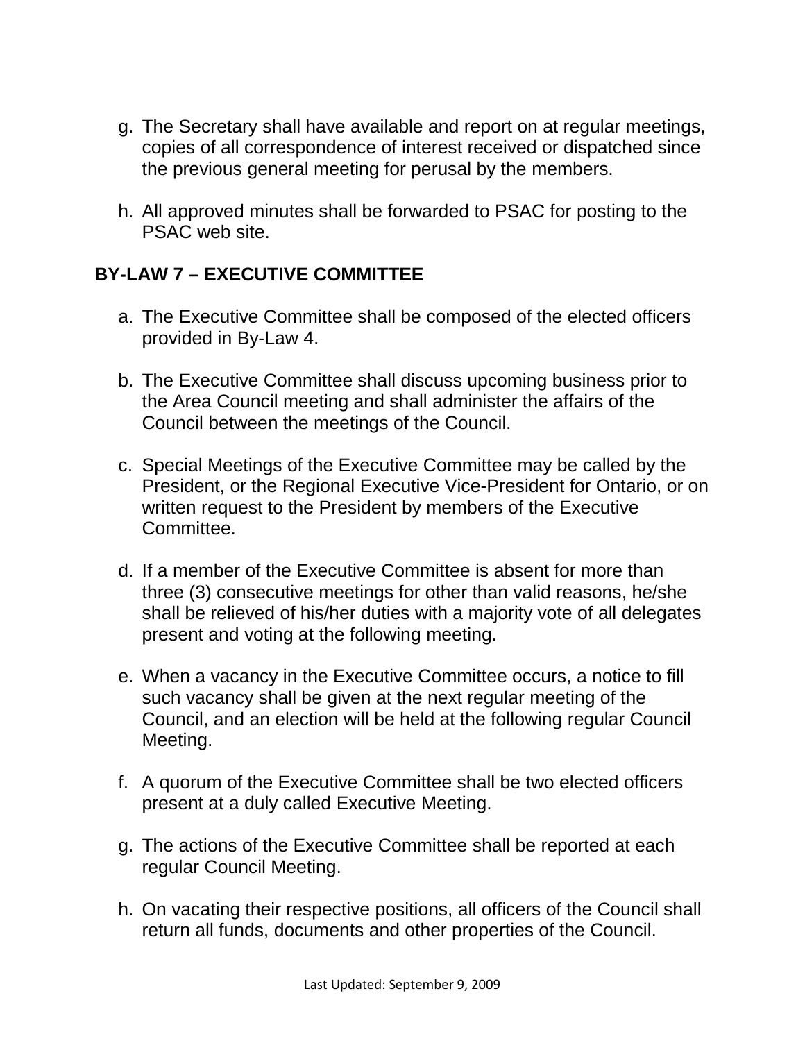g. The Secretary shall have available and report on at regular meetings, copies of all correspondence of interest received or dispatched since the previous general meeting for perusal by the members.

h. All approved minutes shall be forwarded to PSAC for posting to the PSAC web site.

## BY-LAW 7 – EXECUTIVE COMMITTEE

a. The Executive Committee shall be composed of the elected officers provided in By-Law 4.

b. The Executive Committee shall discuss upcoming business prior to the Area Council meeting and shall administer the affairs of the Council between the meetings of the Council.

c. Special Meetings of the Executive Committee may be called by the President, or the Regional Executive Vice-President for Ontario, or on written request to the President by members of the Executive Committee.

d. If a member of the Executive Committee is absent for more than three (3) consecutive meetings for other than valid reasons, he/she shall be relieved of his/her duties with a majority vote of all delegates present and voting at the following meeting.

e. When a vacancy in the Executive Committee occurs, a notice to fill such vacancy shall be given at the next regular meeting of the Council, and an election will be held at the following regular Council Meeting.

f. A quorum of the Executive Committee shall be two elected officers present at a duly called Executive Meeting.

g. The actions of the Executive Committee shall be reported at each regular Council Meeting.

h. On vacating their respective positions, all officers of the Council shall return all funds, documents and other properties of the Council.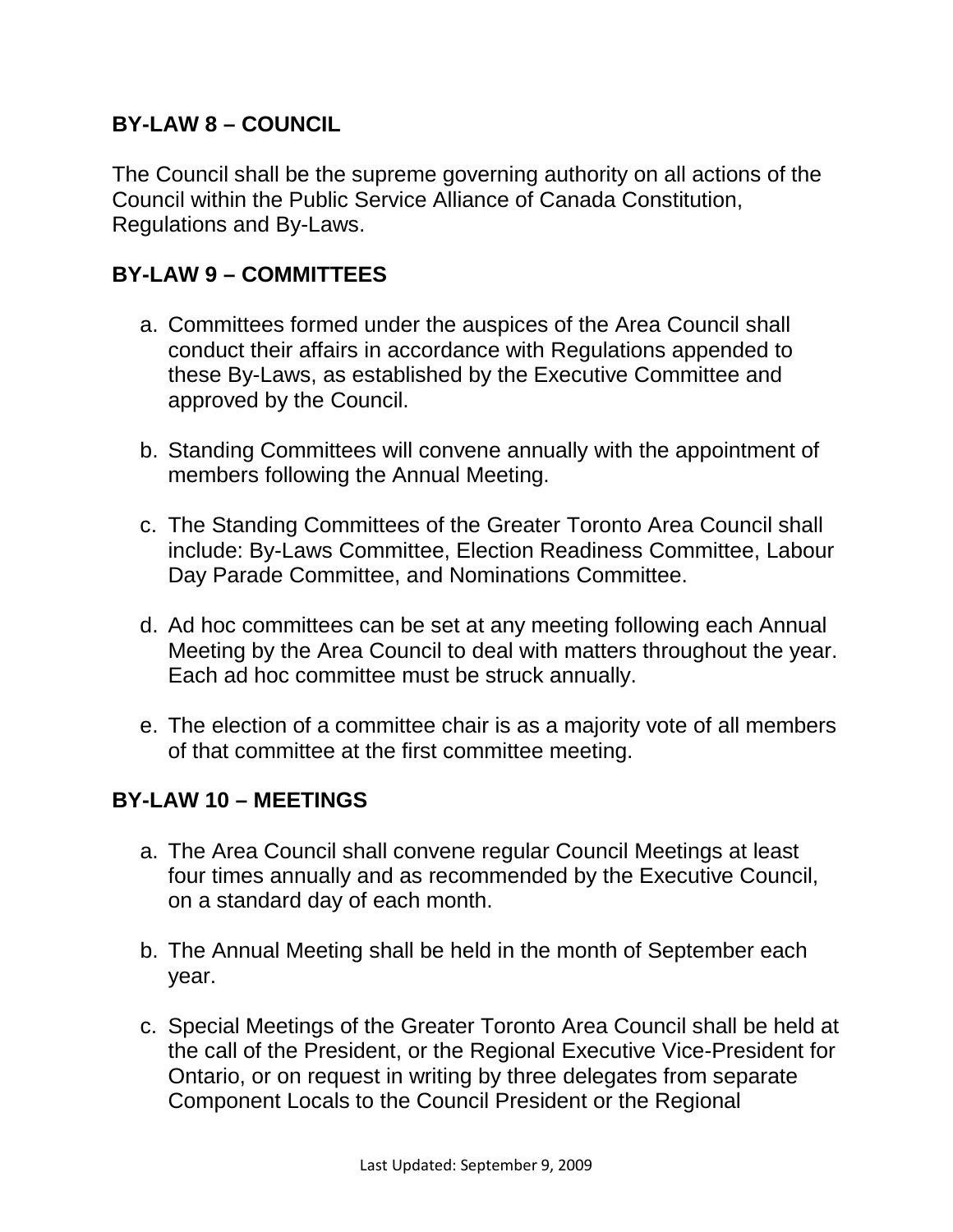**BY-LAW 8 – COUNCIL**

The Council shall be the supreme governing authority on all actions of the Council within the Public Service Alliance of Canada Constitution, Regulations and By-Laws.

**BY-LAW 9 – COMMITTEES**

a. Committees formed under the auspices of the Area Council shall conduct their affairs in accordance with Regulations appended to these By-Laws, as established by the Executive Committee and approved by the Council.

b. Standing Committees will convene annually with the appointment of members following the Annual Meeting.

c. The Standing Committees of the Greater Toronto Area Council shall include: By-Laws Committee, Election Readiness Committee, Labour Day Parade Committee, and Nominations Committee.

d. Ad hoc committees can be set at any meeting following each Annual Meeting by the Area Council to deal with matters throughout the year. Each ad hoc committee must be struck annually.

e. The election of a committee chair is as a majority vote of all members of that committee at the first committee meeting.

**BY-LAW 10 – MEETINGS**

a. The Area Council shall convene regular Council Meetings at least four times annually and as recommended by the Executive Council, on a standard day of each month.

b. The Annual Meeting shall be held in the month of September each year.

c. Special Meetings of the Greater Toronto Area Council shall be held at the call of the President, or the Regional Executive Vice-President for Ontario, or on request in writing by three delegates from separate Component Locals to the Council President or the Regional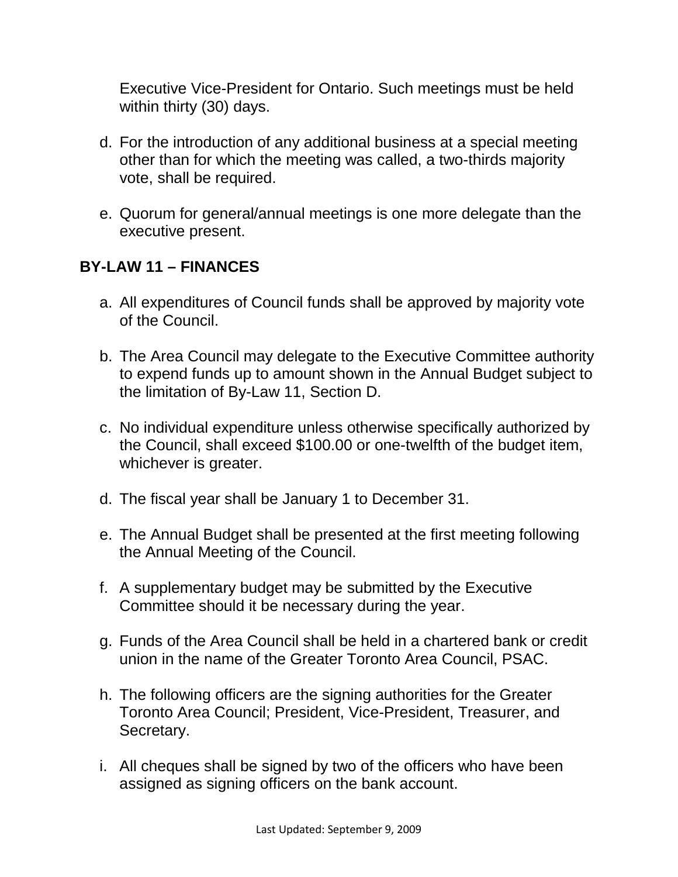Executive Vice-President for Ontario. Such meetings must be held within thirty (30) days.

d. For the introduction of any additional business at a special meeting other than for which the meeting was called, a two-thirds majority vote, shall be required.

e. Quorum for general/annual meetings is one more delegate than the executive present.

## BY-LAW 11 – FINANCES

a. All expenditures of Council funds shall be approved by majority vote of the Council.

b. The Area Council may delegate to the Executive Committee authority to expend funds up to amount shown in the Annual Budget subject to the limitation of By-Law 11, Section D.

c. No individual expenditure unless otherwise specifically authorized by the Council, shall exceed $100.00 or one-twelfth of the budget item, whichever is greater.

d. The fiscal year shall be January 1 to December 31.

e. The Annual Budget shall be presented at the first meeting following the Annual Meeting of the Council.

f. A supplementary budget may be submitted by the Executive Committee should it be necessary during the year.

g. Funds of the Area Council shall be held in a chartered bank or credit union in the name of the Greater Toronto Area Council, PSAC.

h. The following officers are the signing authorities for the Greater Toronto Area Council; President, Vice-President, Treasurer, and Secretary.

i. All cheques shall be signed by two of the officers who have been assigned as signing officers on the bank account.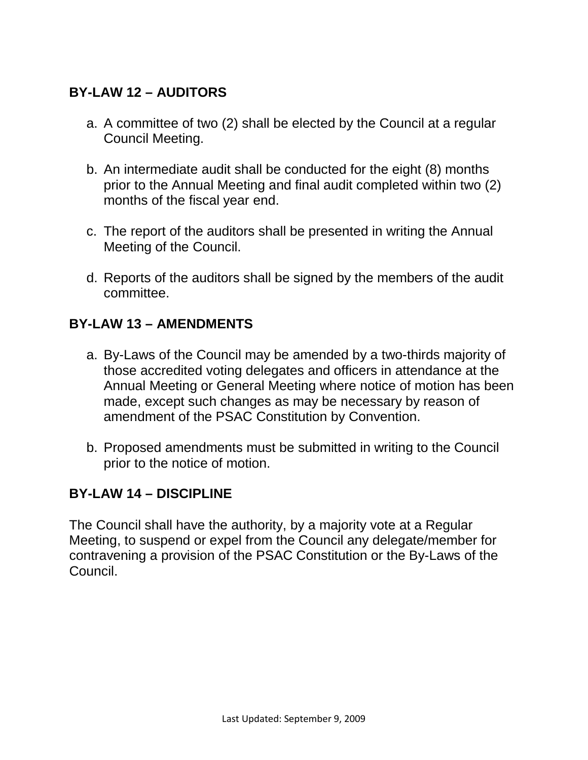## BY-LAW 12 – AUDITORS

a. A committee of two (2) shall be elected by the Council at a regular Council Meeting.

b. An intermediate audit shall be conducted for the eight (8) months prior to the Annual Meeting and final audit completed within two (2) months of the fiscal year end.

c. The report of the auditors shall be presented in writing the Annual Meeting of the Council.

d. Reports of the auditors shall be signed by the members of the audit committee.

## BY-LAW 13 – AMENDMENTS

a. By-Laws of the Council may be amended by a two-thirds majority of those accredited voting delegates and officers in attendance at the Annual Meeting or General Meeting where notice of motion has been made, except such changes as may be necessary by reason of amendment of the PSAC Constitution by Convention.

b. Proposed amendments must be submitted in writing to the Council prior to the notice of motion.

## BY-LAW 14 – DISCIPLINE

The Council shall have the authority, by a majority vote at a Regular Meeting, to suspend or expel from the Council any delegate/member for contravening a provision of the PSAC Constitution or the By-Laws of the Council.

Last Updated: September 9, 2009